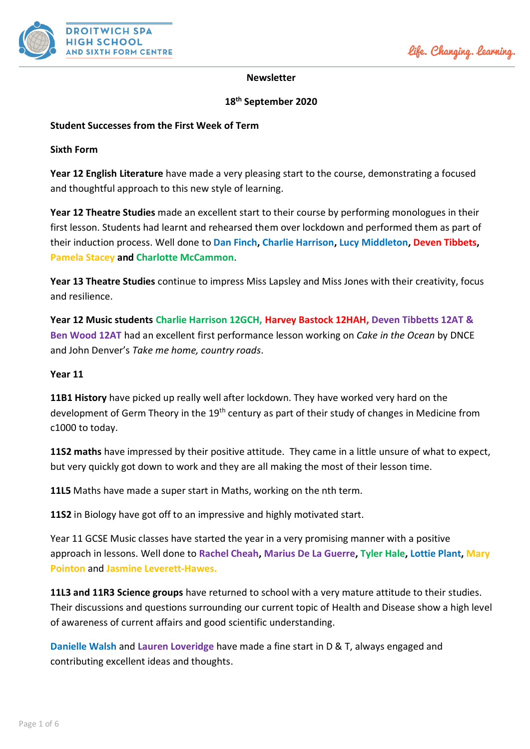**Newsletter**

**18th September 2020**

**Student Successes from the First Week of Term**

**Sixth Form**

**Year 12 English Literature** have made a very pleasing start to the course, demonstrating a focused and thoughtful approach to this new style of learning.

**Year 12 Theatre Studies** made an excellent start to their course by performing monologues in their first lesson. Students had learnt and rehearsed them over lockdown and performed them as part of their induction process. Well done to **Dan Finch**, **Charlie Harrison**, **Lucy Middleton**, **Deven Tibbets**, **Pamela Stacey** and **Charlotte McCammon**.

**Year 13 Theatre Studies** continue to impress Miss Lapsley and Miss Jones with their creativity, focus and resilience.

**Year 12 Music students Charlie Harrison 12GCH, Harvey Bastock 12HAH, Deven Tibbetts 12AT & Ben Wood 12AT** had an excellent first performance lesson working on *Cake in the Ocean* by DNCE and John Denver's *Take me home, country roads*.

**Year 11**

**11B1 History** have picked up really well after lockdown. They have worked very hard on the development of Germ Theory in the 19th century as part of their study of changes in Medicine from c1000 to today.

**11S2 maths** have impressed by their positive attitude. They came in a little unsure of what to expect, but very quickly got down to work and they are all making the most of their lesson time.

**11L5** Maths have made a super start in Maths, working on the nth term.

**11S2** in Biology have got off to an impressive and highly motivated start.

Year 11 GCSE Music classes have started the year in a very promising manner with a positive approach in lessons. Well done to **Rachel Cheah**, **Marius De La Guerre**, **Tyler Hale**, **Lottie Plant**, **Mary Pointon** and **Jasmine Leverett-Hawes.**

**11L3 and 11R3 Science groups** have returned to school with a very mature attitude to their studies. Their discussions and questions surrounding our current topic of Health and Disease show a high level of awareness of current affairs and good scientific understanding.

**Danielle Walsh** and **Lauren Loveridge** have made a fine start in D & T, always engaged and contributing excellent ideas and thoughts.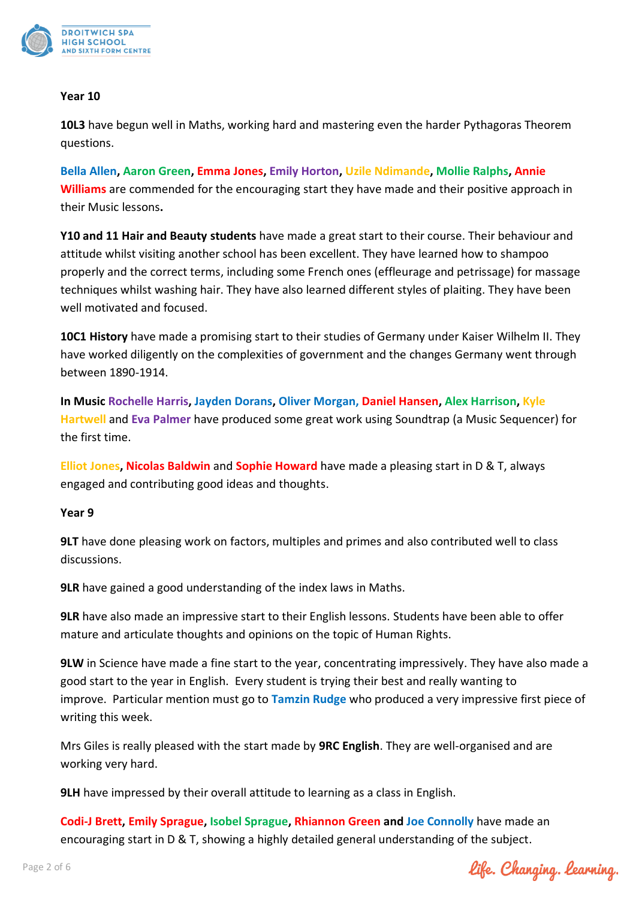**Year 10**

**10L3** have begun well in Maths, working hard and mastering even the harder Pythagoras Theorem questions.

**Bella Allen**, **Aaron Green**, **Emma Jones**, **Emily Horton**, **Uzile Ndimande**, **Mollie Ralphs**, **Annie Williams** are commended for the encouraging start they have made and their positive approach in their Music lessons**.**

**Y10 and 11 Hair and Beauty students** have made a great start to their course. Their behaviour and attitude whilst visiting another school has been excellent. They have learned how to shampoo properly and the correct terms, including some French ones (effleurage and petrissage) for massage techniques whilst washing hair. They have also learned different styles of plaiting. They have been well motivated and focused.

**10C1 History** have made a promising start to their studies of Germany under Kaiser Wilhelm II. They have worked diligently on the complexities of government and the changes Germany went through between 1890-1914.

**In Music Rochelle Harris**, **Jayden Dorans**, **Oliver Morgan,** **Daniel Hansen**, **Alex Harrison**, **Kyle Hartwell** and **Eva Palmer** have produced some great work using Soundtrap (a Music Sequencer) for the first time.

**Elliot Jones**, **Nicolas Baldwin** and **Sophie Howard** have made a pleasing start in D & T, always engaged and contributing good ideas and thoughts.

**Year 9**

**9LT** have done pleasing work on factors, multiples and primes and also contributed well to class discussions.

**9LR** have gained a good understanding of the index laws in Maths.

**9LR** have also made an impressive start to their English lessons. Students have been able to offer mature and articulate thoughts and opinions on the topic of Human Rights.

**9LW** in Science have made a fine start to the year, concentrating impressively. They have also made a good start to the year in English. Every student is trying their best and really wanting to improve. Particular mention must go to **Tamzin Rudge** who produced a very impressive first piece of writing this week.

Mrs Giles is really pleased with the start made by **9RC English**. They are well-organised and are working very hard.

**9LH** have impressed by their overall attitude to learning as a class in English.

**Codi-J Brett**, **Emily Sprague**, **Isobel Sprague**, **Rhiannon Green** **and** **Joe Connolly** have made an encouraging start in D & T, showing a highly detailed general understanding of the subject.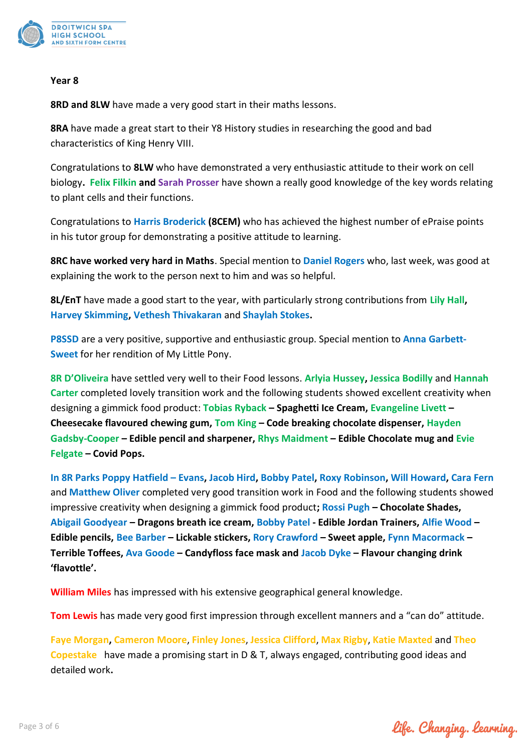**Year 8**

**8RD and 8LW** have made a very good start in their maths lessons.

**8RA** have made a great start to their Y8 History studies in researching the good and bad characteristics of King Henry VIII.

Congratulations to **8LW** who have demonstrated a very enthusiastic attitude to their work on cell biology**. Felix Filkin and Sarah Prosser** have shown a really good knowledge of the key words relating to plant cells and their functions.

Congratulations to **Harris Broderick (8CEM)** who has achieved the highest number of ePraise points in his tutor group for demonstrating a positive attitude to learning.

**8RC have worked very hard in Maths**. Special mention to **Daniel Rogers** who, last week, was good at explaining the work to the person next to him and was so helpful.

**8L/EnT** have made a good start to the year, with particularly strong contributions from **Lily Hall**, **Harvey Skimming**, **Vethesh Thivakaran** and **Shaylah Stokes**.

**P8SSD** are a very positive, supportive and enthusiastic group. Special mention to **Anna Garbett-Sweet** for her rendition of My Little Pony.

**8R D'Oliveira** have settled very well to their Food lessons. **Arlyia Hussey**, **Jessica Bodilly** and **Hannah Carter** completed lovely transition work and the following students showed excellent creativity when designing a gimmick food product: **Tobias Ryback – Spaghetti Ice Cream, Evangeline Livett – Cheesecake flavoured chewing gum, Tom King – Code breaking chocolate dispenser, Hayden Gadsby-Cooper – Edible pencil and sharpener, Rhys Maidment – Edible Chocolate mug and Evie Felgate – Covid Pops.**

**In 8R Parks Poppy Hatfield – Evans**, **Jacob Hird**, **Bobby Patel**, **Roxy Robinson**, **Will Howard**, **Cara Fern** and **Matthew Oliver** completed very good transition work in Food and the following students showed impressive creativity when designing a gimmick food product**; Rossi Pugh – Chocolate Shades, Abigail Goodyear – Dragons breath ice cream, Bobby Patel - Edible Jordan Trainers, Alfie Wood – Edible pencils, Bee Barber – Lickable stickers, Rory Crawford – Sweet apple, Fynn Macormack – Terrible Toffees, Ava Goode – Candyfloss face mask and Jacob Dyke – Flavour changing drink 'flavottle'.**

**William Miles** has impressed with his extensive geographical general knowledge.

**Tom Lewis** has made very good first impression through excellent manners and a "can do" attitude.

**Faye Morgan**, **Cameron Moore**, **Finley Jones**, **Jessica Clifford**, **Max Rigby**, **Katie Maxted** and **Theo Copestake** have made a promising start in D & T, always engaged, contributing good ideas and detailed work**.**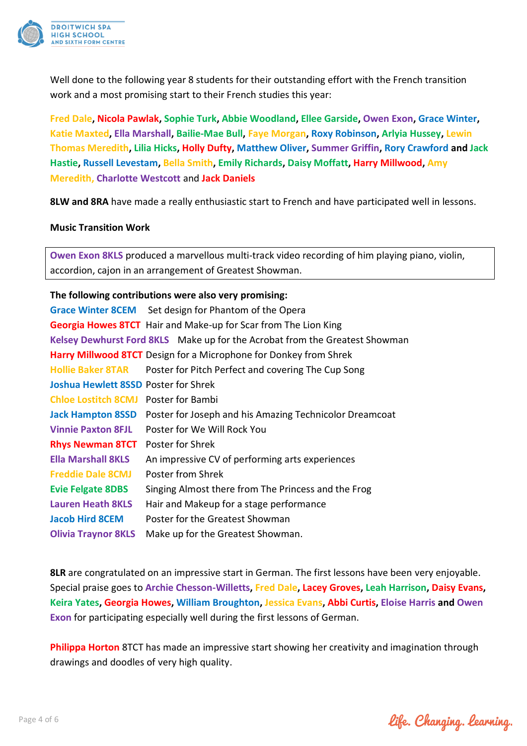Well done to the following year 8 students for their outstanding effort with the French transition work and a most promising start to their French studies this year:

**Fred Dale**, **Nicola Pawlak**, **Sophie Turk**, **Abbie Woodland**, **Ellee Garside**, **Owen Exon**, **Grace Winter**, **Katie Maxted**, **Ella Marshall**, **Bailie-Mae Bull**, **Faye Morgan**, **Roxy Robinson**, **Arlyia Hussey**, **Lewin Thomas Meredith**, **Lilia Hicks**, **Holly Dufty**, **Matthew Oliver**, **Summer Griffin**, **Rory Crawford** **and** **Jack Hastie**, **Russell Levestam**, **Bella Smith**, **Emily Richards**, **Daisy Moffatt**, **Harry Millwood**, **Amy Meredith,** **Charlotte Westcott** and **Jack Daniels**

**8LW and 8RA** have made a really enthusiastic start to French and have participated well in lessons.

**Music Transition Work**

**Owen Exon 8KLS** produced a marvellous multi-track video recording of him playing piano, violin, accordion, cajon in an arrangement of Greatest Showman.

**The following contributions were also very promising:**

| | |
|---|---|
| **Grace Winter 8CEM** | Set design for Phantom of the Opera |
| **Georgia Howes 8TCT** | Hair and Make-up for Scar from The Lion King |
| **Kelsey Dewhurst Ford 8KLS** | Make up for the Acrobat from the Greatest Showman |
| **Harry Millwood 8TCT** | Design for a Microphone for Donkey from Shrek |
| **Hollie Baker 8TAR** | Poster for Pitch Perfect and covering The Cup Song |
| **Joshua Hewlett 8SSD** | Poster for Shrek |
| **Chloe Lostitch 8CMJ** | Poster for Bambi |
| **Jack Hampton 8SSD** | Poster for Joseph and his Amazing Technicolor Dreamcoat |
| **Vinnie Paxton 8FJL** | Poster for We Will Rock You |
| **Rhys Newman 8TCT** | Poster for Shrek |
| **Ella Marshall 8KLS** | An impressive CV of performing arts experiences |
| **Freddie Dale 8CMJ** | Poster from Shrek |
| **Evie Felgate 8DBS** | Singing Almost there from The Princess and the Frog |
| **Lauren Heath 8KLS** | Hair and Makeup for a stage performance |
| **Jacob Hird 8CEM** | Poster for the Greatest Showman |
| **Olivia Traynor 8KLS** | Make up for the Greatest Showman. |

**8LR** are congratulated on an impressive start in German. The first lessons have been very enjoyable. Special praise goes to **Archie Chesson-Willetts**, **Fred Dale**, **Lacey Groves**, **Leah Harrison**, **Daisy Evans**, **Keira Yates**, **Georgia Howes**, **William Broughton**, **Jessica Evans**, **Abbi Curtis**, **Eloise Harris** **and** **Owen Exon** for participating especially well during the first lessons of German.

**Philippa Horton** 8TCT has made an impressive start showing her creativity and imagination through drawings and doodles of very high quality.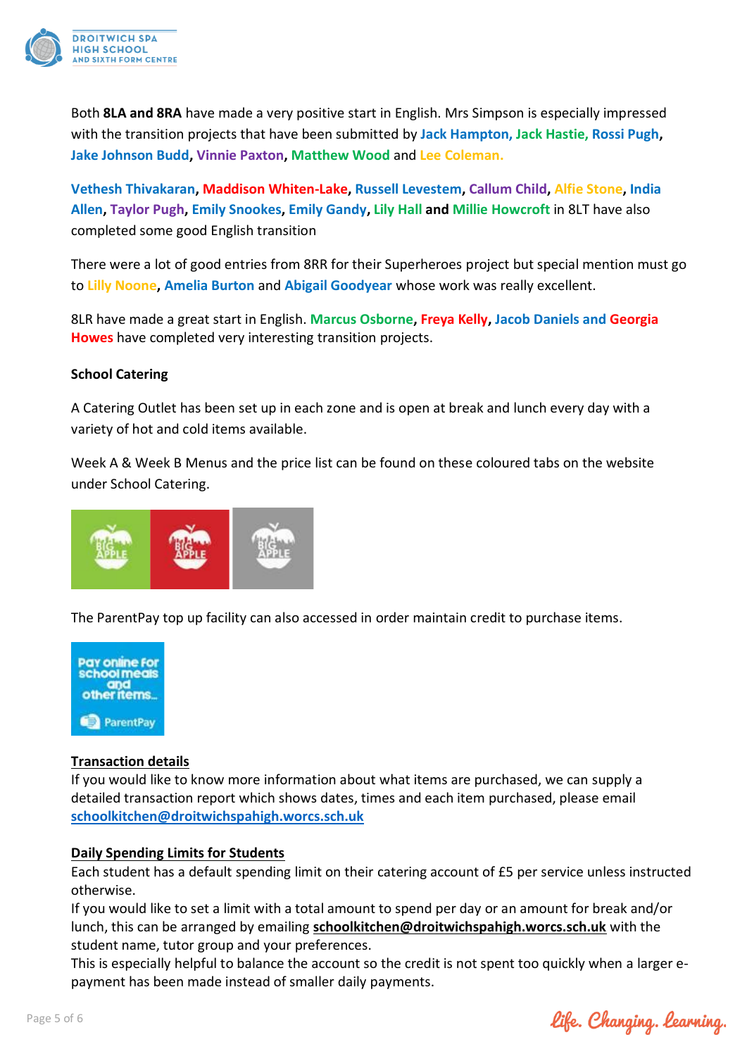Both **8LA and 8RA** have made a very positive start in English. Mrs Simpson is especially impressed with the transition projects that have been submitted by **Jack Hampton**, **Jack Hastie, Rossi Pugh**, **Jake Johnson Budd**, **Vinnie Paxton**, **Matthew Wood** and **Lee Coleman.**

**Vethesh Thivakaran**, **Maddison Whiten-Lake**, **Russell Levestem**, **Callum Child**, **Alfie Stone**, **India Allen**, **Taylor Pugh**, **Emily Snookes**, **Emily Gandy**, **Lily Hall** **and** **Millie Howcroft** in 8LT have also completed some good English transition

There were a lot of good entries from 8RR for their Superheroes project but special mention must go to **Lilly Noone**, **Amelia Burton** and **Abigail Goodyear** whose work was really excellent.

8LR have made a great start in English. **Marcus Osborne**, **Freya Kelly**, **Jacob Daniels and Georgia Howes** have completed very interesting transition projects.

**School Catering**

A Catering Outlet has been set up in each zone and is open at break and lunch every day with a variety of hot and cold items available.

Week A & Week B Menus and the price list can be found on these coloured tabs on the website under School Catering.

The ParentPay top up facility can also accessed in order maintain credit to purchase items.

**<u>Transaction details</u>**

If you would like to know more information about what items are purchased, we can supply a detailed transaction report which shows dates, times and each item purchased, please email **schoolkitchen@droitwichspahigh.worcs.sch.uk**

**<u>Daily Spending Limits for Students</u>**

Each student has a default spending limit on their catering account of £5 per service unless instructed otherwise.

If you would like to set a limit with a total amount to spend per day or an amount for break and/or lunch, this can be arranged by emailing **schoolkitchen@droitwichspahigh.worcs.sch.uk** with the student name, tutor group and your preferences.

This is especially helpful to balance the account so the credit is not spent too quickly when a larger e-payment has been made instead of smaller daily payments.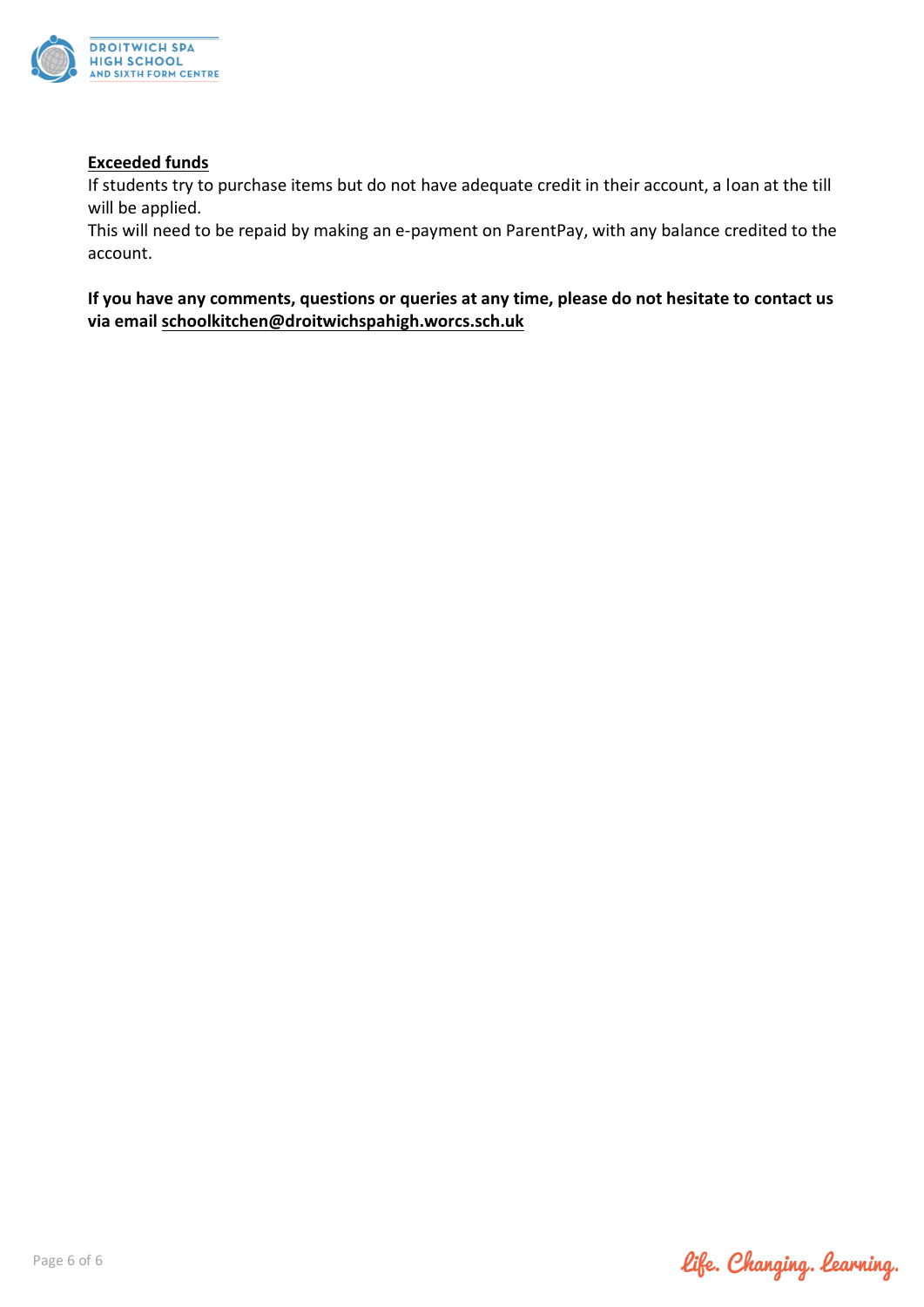**Exceeded funds**

If students try to purchase items but do not have adequate credit in their account, a loan at the till will be applied.

This will need to be repaid by making an e-payment on ParentPay, with any balance credited to the account.

**If you have any comments, questions or queries at any time, please do not hesitate to contact us via email schoolkitchen@droitwichspahigh.worcs.sch.uk**